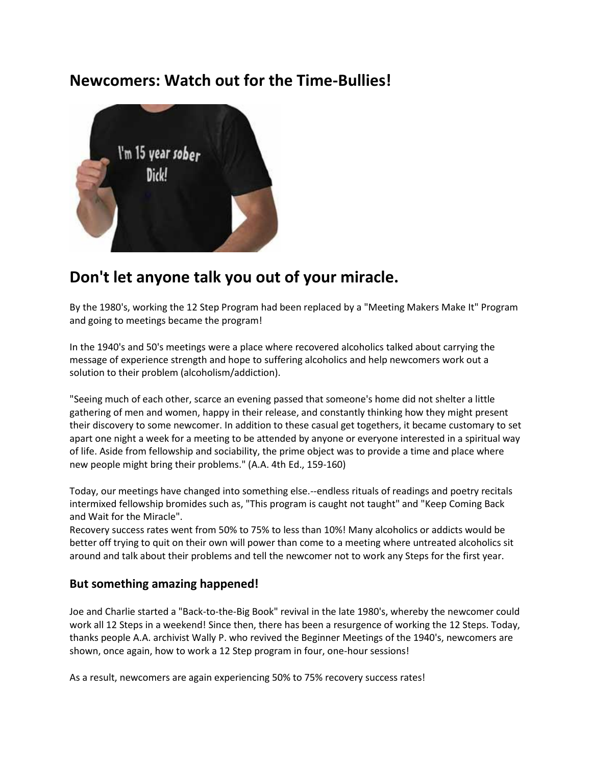# Newcomers: Watch out for the Time-Bullies!

## Don't let anyone talk you out of your miracle.

By the 1980's, working the 12 Step Program had been replaced by a "Meeting Makers Make It" Program and going to meetings became the program!

In the 1940's and 50's meetings were a place where recovered alcoholics talked about carrying the message of experience strength and hope to suffering alcoholics and help newcomers work out a solution to their problem (alcoholism/addiction).

"Seeing much of each other, scarce an evening passed that someone's home did not shelter a little gathering of men and women, happy in their release, and constantly thinking how they might present their discovery to some newcomer. In addition to these casual get togethers, it became customary to set apart one night a week for a meeting to be attended by anyone or everyone interested in a spiritual way of life. Aside from fellowship and sociability, the prime object was to provide a time and place where new people might bring their problems." (A.A. 4th Ed., 159-160)

Today, our meetings have changed into something else.--endless rituals of readings and poetry recitals intermixed fellowship bromides such as, "This program is caught not taught" and "Keep Coming Back and Wait for the Miracle".
Recovery success rates went from 50% to 75% to less than 10%! Many alcoholics or addicts would be better off trying to quit on their own will power than come to a meeting where untreated alcoholics sit around and talk about their problems and tell the newcomer not to work any Steps for the first year.

### But something amazing happened!

Joe and Charlie started a "Back-to-the-Big Book" revival in the late 1980's, whereby the newcomer could work all 12 Steps in a weekend! Since then, there has been a resurgence of working the 12 Steps. Today, thanks people A.A. archivist Wally P. who revived the Beginner Meetings of the 1940's, newcomers are shown, once again, how to work a 12 Step program in four, one-hour sessions!

As a result, newcomers are again experiencing 50% to 75% recovery success rates!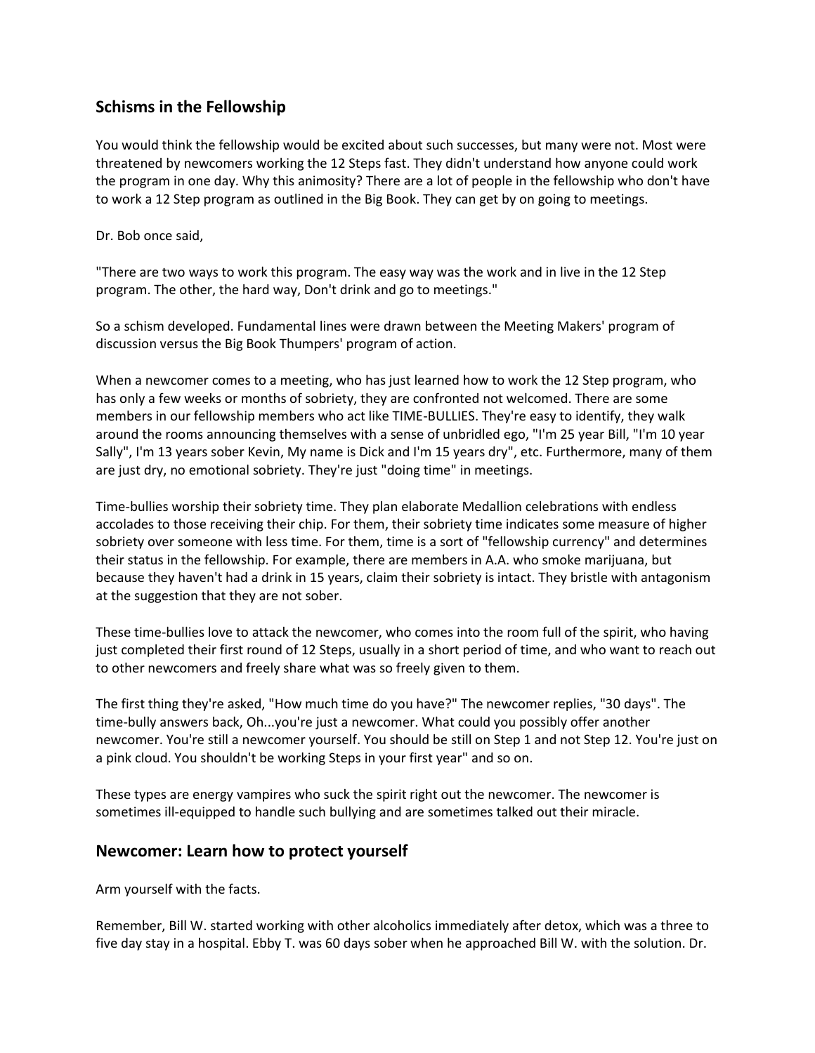## Schisms in the Fellowship

You would think the fellowship would be excited about such successes, but many were not. Most were threatened by newcomers working the 12 Steps fast. They didn't understand how anyone could work the program in one day. Why this animosity? There are a lot of people in the fellowship who don't have to work a 12 Step program as outlined in the Big Book. They can get by on going to meetings.

Dr. Bob once said,

"There are two ways to work this program. The easy way was the work and in live in the 12 Step program. The other, the hard way, Don't drink and go to meetings."

So a schism developed. Fundamental lines were drawn between the Meeting Makers' program of discussion versus the Big Book Thumpers' program of action.

When a newcomer comes to a meeting, who has just learned how to work the 12 Step program, who has only a few weeks or months of sobriety, they are confronted not welcomed. There are some members in our fellowship members who act like TIME-BULLIES. They're easy to identify, they walk around the rooms announcing themselves with a sense of unbridled ego, "I'm 25 year Bill, "I'm 10 year Sally", I'm 13 years sober Kevin, My name is Dick and I'm 15 years dry", etc. Furthermore, many of them are just dry, no emotional sobriety. They're just "doing time" in meetings.

Time-bullies worship their sobriety time. They plan elaborate Medallion celebrations with endless accolades to those receiving their chip. For them, their sobriety time indicates some measure of higher sobriety over someone with less time. For them, time is a sort of "fellowship currency" and determines their status in the fellowship. For example, there are members in A.A. who smoke marijuana, but because they haven't had a drink in 15 years, claim their sobriety is intact. They bristle with antagonism at the suggestion that they are not sober.

These time-bullies love to attack the newcomer, who comes into the room full of the spirit, who having just completed their first round of 12 Steps, usually in a short period of time, and who want to reach out to other newcomers and freely share what was so freely given to them.

The first thing they're asked, "How much time do you have?" The newcomer replies, "30 days". The time-bully answers back, Oh...you're just a newcomer. What could you possibly offer another newcomer. You're still a newcomer yourself. You should be still on Step 1 and not Step 12. You're just on a pink cloud. You shouldn't be working Steps in your first year" and so on.

These types are energy vampires who suck the spirit right out the newcomer. The newcomer is sometimes ill-equipped to handle such bullying and are sometimes talked out their miracle.

## Newcomer: Learn how to protect yourself

Arm yourself with the facts.

Remember, Bill W. started working with other alcoholics immediately after detox, which was a three to five day stay in a hospital. Ebby T. was 60 days sober when he approached Bill W. with the solution. Dr.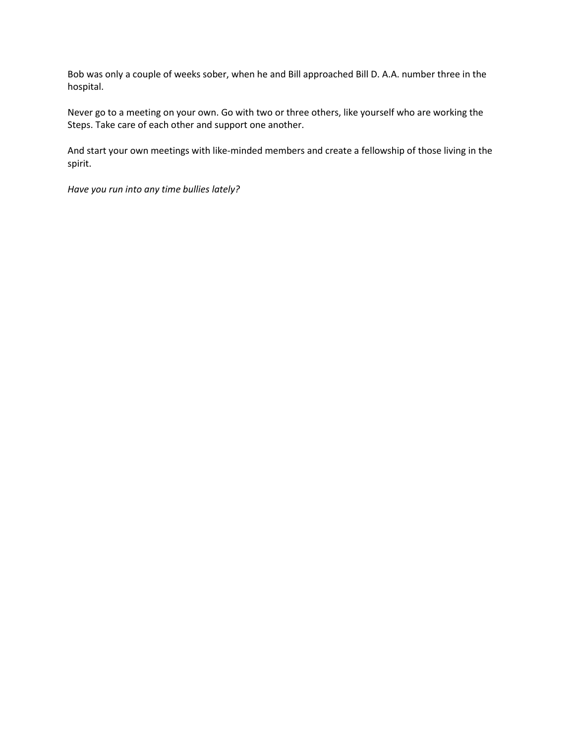Bob was only a couple of weeks sober, when he and Bill approached Bill D. A.A. number three in the hospital.

Never go to a meeting on your own. Go with two or three others, like yourself who are working the Steps. Take care of each other and support one another.

And start your own meetings with like-minded members and create a fellowship of those living in the spirit.

*Have you run into any time bullies lately?*